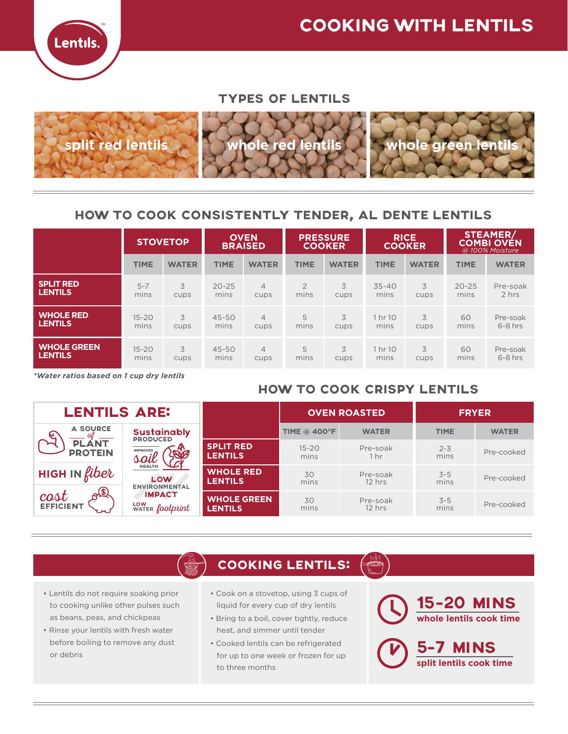# COOKING WITH LENTILS

## TYPES OF LENTILS

split red lentils | whole red lentils | whole green lentils

## HOW TO COOK CONSISTENTLY TENDER, AL DENTE LENTILS

| | STOVETOP | | OVEN BRAISED | | PRESSURE COOKER | | RICE COOKER | | STEAMER/ COMBI OVEN *@ 100% Moisture* | |
|---|---|---|---|---|---|---|---|---|---|---|
| | TIME | WATER | TIME | WATER | TIME | WATER | TIME | WATER | TIME | WATER |
| **SPLIT RED LENTILS** | 5-7 mins | 3 cups | 20-25 mins | 4 cups | 2 mins | 3 cups | 35-40 mins | 3 cups | 20-25 mins | Pre-soak 2 hrs |
| **WHOLE RED LENTILS** | 15-20 mins | 3 cups | 45-50 mins | 4 cups | 5 mins | 3 cups | 1 hr 10 mins | 3 cups | 60 mins | Pre-soak 6-8 hrs |
| **WHOLE GREEN LENTILS** | 15-20 mins | 3 cups | 45-50 mins | 4 cups | 5 mins | 3 cups | 1 hr 10 mins | 3 cups | 60 mins | Pre-soak 6-8 hrs |

***Water ratios based on 1 cup dry lentils***

## LENTILS ARE:

- A SOURCE of PLANT PROTEIN
- HIGH IN fiber
- cost EFFICIENT
- Sustainably PRODUCED
- IMPROVES soil HEALTH
- LOW ENVIRONMENTAL IMPACT
- LOW WATER footprint

## HOW TO COOK CRISPY LENTILS

| | OVEN ROASTED | | FRYER | |
|---|---|---|---|---|
| | TIME @ 400°F | WATER | TIME | WATER |
| **SPLIT RED LENTILS** | 15-20 mins | Pre-soak 1 hr | 2-3 mins | Pre-cooked |
| **WHOLE RED LENTILS** | 30 mins | Pre-soak 12 hrs | 3-5 mins | Pre-cooked |
| **WHOLE GREEN LENTILS** | 30 mins | Pre-soak 12 hrs | 3-5 mins | Pre-cooked |

## COOKING LENTILS:

- Lentils do not require soaking prior to cooking unlike other pulses such as beans, peas, and chickpeas
- Rinse your lentils with fresh water before boiling to remove any dust or debris

- Cook on a stovetop, using 3 cups of liquid for every cup of dry lentils
- Bring to a boil, cover tightly, reduce heat, and simmer until tender
- Cooked lentils can be refrigerated for up to one week or frozen for up to three months

**15-20 MINS**
**whole lentils cook time**

**5-7 MINS**
**split lentils cook time**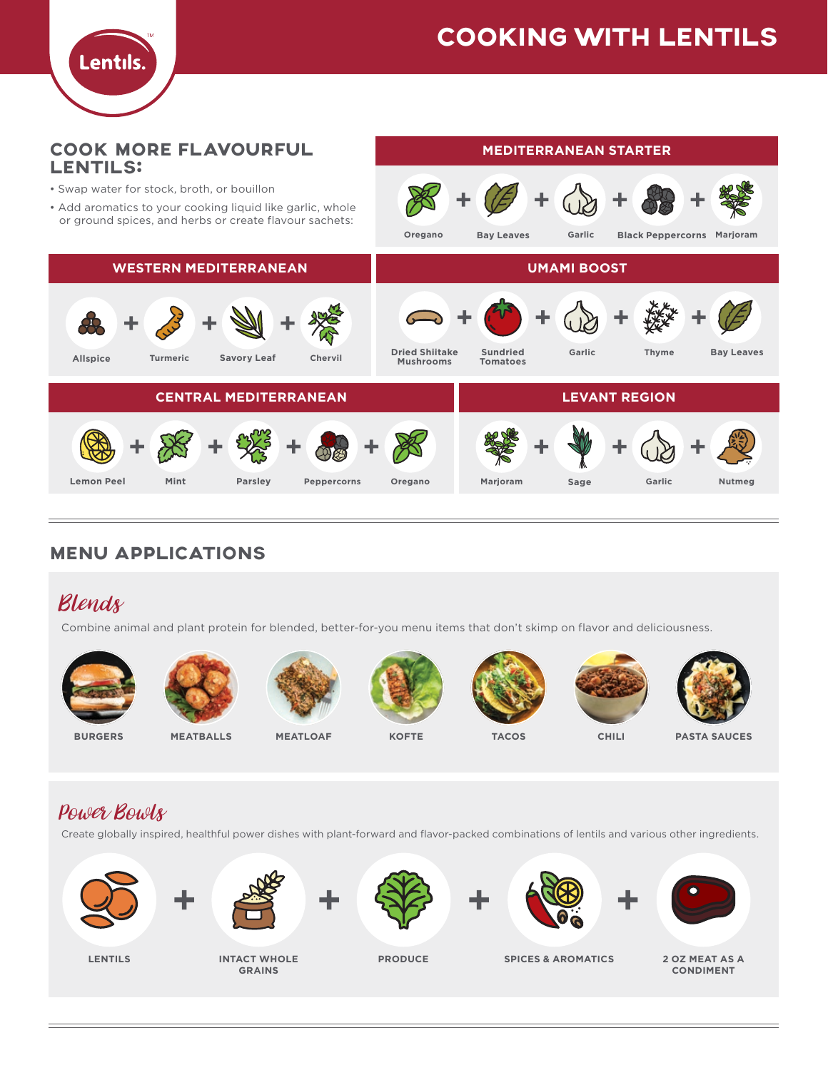Lentils.™

# COOKING WITH LENTILS

## COOK MORE FLAVOURFUL LENTILS:

- Swap water for stock, broth, or bouillon
- Add aromatics to your cooking liquid like garlic, whole or ground spices, and herbs or create flavour sachets:

### MEDITERRANEAN STARTER

Oregano + Bay Leaves + Garlic + Black Peppercorns + Marjoram

### WESTERN MEDITERRANEAN

Allspice + Turmeric + Savory Leaf + Chervil

### UMAMI BOOST

Dried Shiitake Mushrooms + Sundried Tomatoes + Garlic + Thyme + Bay Leaves

### CENTRAL MEDITERRANEAN

Lemon Peel + Mint + Parsley + Peppercorns + Oregano

### LEVANT REGION

Marjoram + Sage + Garlic + Nutmeg

---

## MENU APPLICATIONS

### *Blends*

Combine animal and plant protein for blended, better-for-you menu items that don't skimp on flavor and deliciousness.

BURGERS | MEATBALLS | MEATLOAF | KOFTE | TACOS | CHILI | PASTA SAUCES

### *Power Bowls*

Create globally inspired, healthful power dishes with plant-forward and flavor-packed combinations of lentils and various other ingredients.

LENTILS + INTACT WHOLE GRAINS + PRODUCE + SPICES & AROMATICS + 2 OZ MEAT AS A CONDIMENT